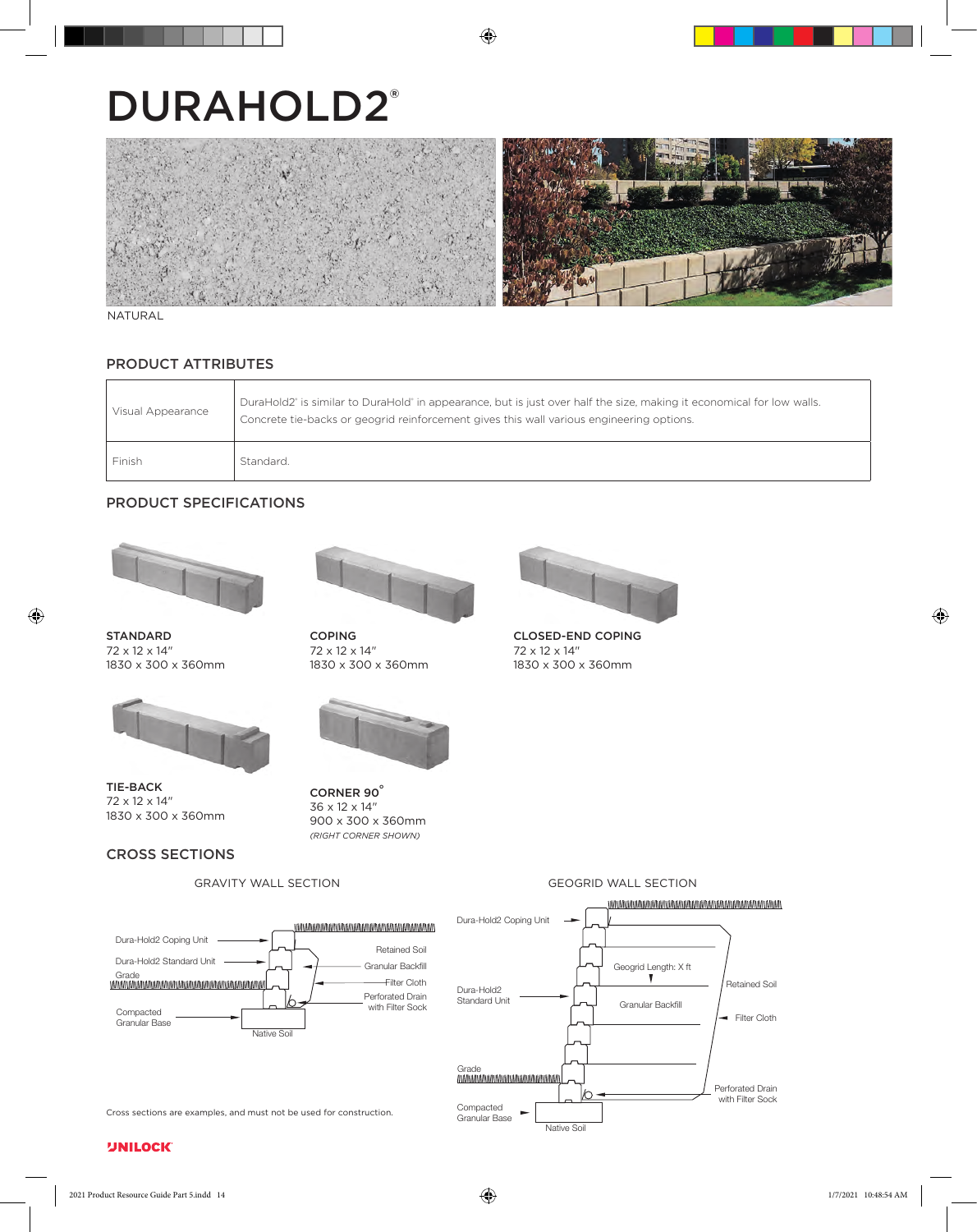# DURAHOLD2®

NATURAL

## PRODUCT ATTRIBUTES

| | |
|---|---|
| Visual Appearance | DuraHold2® is similar to DuraHold® in appearance, but is just over half the size, making it economical for low walls. Concrete tie-backs or geogrid reinforcement gives this wall various engineering options. |
| Finish | Standard. |

## PRODUCT SPECIFICATIONS

**STANDARD**
72 x 12 x 14"
1830 x 300 x 360mm

**COPING**
72 x 12 x 14"
1830 x 300 x 360mm

**CLOSED-END COPING**
72 x 12 x 14"
1830 x 300 x 360mm

**TIE-BACK**
72 x 12 x 14"
1830 x 300 x 360mm

**CORNER 90°**
36 x 12 x 14"
900 x 300 x 360mm
*(RIGHT CORNER SHOWN)*

## CROSS SECTIONS

GRAVITY WALL SECTION

Dura-Hold2 Coping Unit
Dura-Hold2 Standard Unit
Grade
Compacted Granular Base
Native Soil
Retained Soil
Granular Backfill
Filter Cloth
Perforated Drain with Filter Sock

GEOGRID WALL SECTION

Dura-Hold2 Coping Unit
Dura-Hold2 Standard Unit
Grade
Compacted Granular Base
Native Soil
Geogrid Length: X ft
Granular Backfill
Retained Soil
Filter Cloth
Perforated Drain with Filter Sock

Cross sections are examples, and must not be used for construction.

UNILOCK®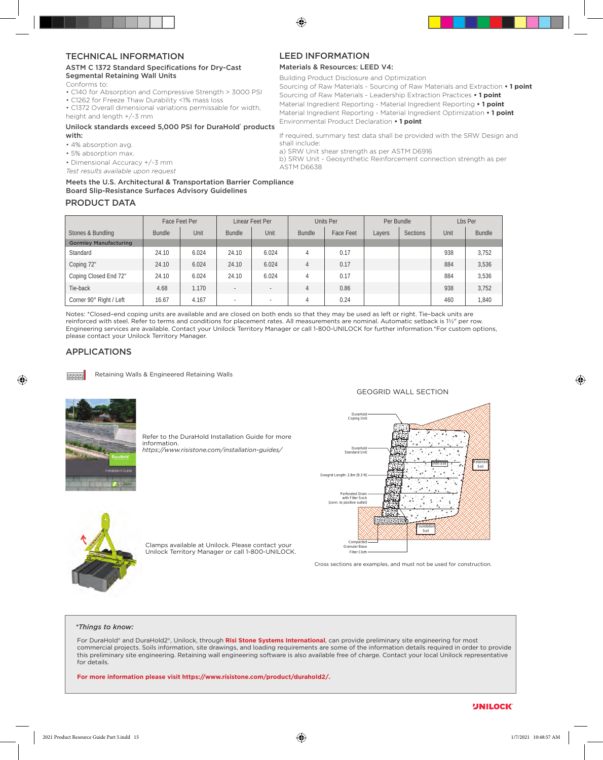## TECHNICAL INFORMATION

### ASTM C 1372 Standard Specifications for Dry-Cast Segmental Retaining Wall Units

Conforms to:

- C140 for Absorption and Compressive Strength > 3000 PSI
- C1262 for Freeze Thaw Durability <1% mass loss
- C1372 Overall dimensional variations permissable for width, height and length +/-3 mm

**Unilock standards exceed 5,000 PSI for DuraHold® products with:**

- 4% absorption avg.
- 5% absorption max.
- Dimensional Accuracy +/-3 mm

*Test results available upon request*

**Meets the U.S. Architectural & Transportation Barrier Compliance Board Slip-Resistance Surfaces Advisory Guidelines**

## LEED INFORMATION

### Materials & Resources: LEED V4:

Building Product Disclosure and Optimization
Sourcing of Raw Materials - Sourcing of Raw Materials and Extraction • **1 point**
Sourcing of Raw Materials - Leadership Extraction Practices • **1 point**
Material Ingredient Reporting - Material Ingredient Reporting • **1 point**
Material Ingredient Reporting - Material Ingredient Optimization • **1 point**
Environmental Product Declaration • **1 point**

If required, summary test data shall be provided with the SRW Design and shall include:
a) SRW Unit shear strength as per ASTM D6916
b) SRW Unit - Geosynthetic Reinforcement connection strength as per ASTM D6638

## PRODUCT DATA

| | Face Feet Per | | Linear Feet Per | | Units Per | | Per Bundle | | Lbs Per | |
|---|---|---|---|---|---|---|---|---|---|---|
| Stones & Bundling | Bundle | Unit | Bundle | Unit | Bundle | Face Feet | Layers | Sections | Unit | Bundle |
| **Gormley Manufacturing** | | | | | | | | | | |
| Standard | 24.10 | 6.024 | 24.10 | 6.024 | 4 | 0.17 | | | 938 | 3,752 |
| Coping 72" | 24.10 | 6.024 | 24.10 | 6.024 | 4 | 0.17 | | | 884 | 3,536 |
| Coping Closed End 72" | 24.10 | 6.024 | 24.10 | 6.024 | 4 | 0.17 | | | 884 | 3,536 |
| Tie-back | 4.68 | 1.170 | - | - | 4 | 0.86 | | | 938 | 3,752 |
| Corner 90° Right / Left | 16.67 | 4.167 | - | - | 4 | 0.24 | | | 460 | 1,840 |

Notes: *Closed–end coping units are available and are closed on both ends so that they may be used as left or right. Tie–back units are reinforced with steel. Refer to terms and conditions for placement rates. All measurements are nominal. Automatic setback is 1½" per row. Engineering services are available. Contact your Unilock Territory Manager or call 1-800-UNILOCK for further information.*For custom options, please contact your Unilock Territory Manager.

## APPLICATIONS

Retaining Walls & Engineered Retaining Walls

Refer to the DuraHold Installation Guide for more information.
*https://www.risistone.com/installation-guides/*

Clamps available at Unilock. Please contact your Unilock Territory Manager or call 1-800-UNILOCK.

GEOGRID WALL SECTION

DuraHold Coping Unit
DuraHold Standard Unit
Geogrid Length: 2.8m [9.3 ft]
Perforated Drain with Filter Sock [conn. to positive outlet]
Infill Soil
Retained Soil
Foundation Soil
Compacted Granular Base
Filter Cloth

Cross sections are examples, and must not be used for construction.

*\*Things to know:*

For DuraHold® and DuraHold2®, Unilock, through **Risi Stone Systems International**, can provide preliminary site engineering for most commercial projects. Soils information, site drawings, and loading requirements are some of the information details required in order to provide this preliminary site engineering. Retaining wall engineering software is also available free of charge. Contact your local Unilock representative for details.

**For more information please visit https://www.risistone.com/product/durahold2/.**